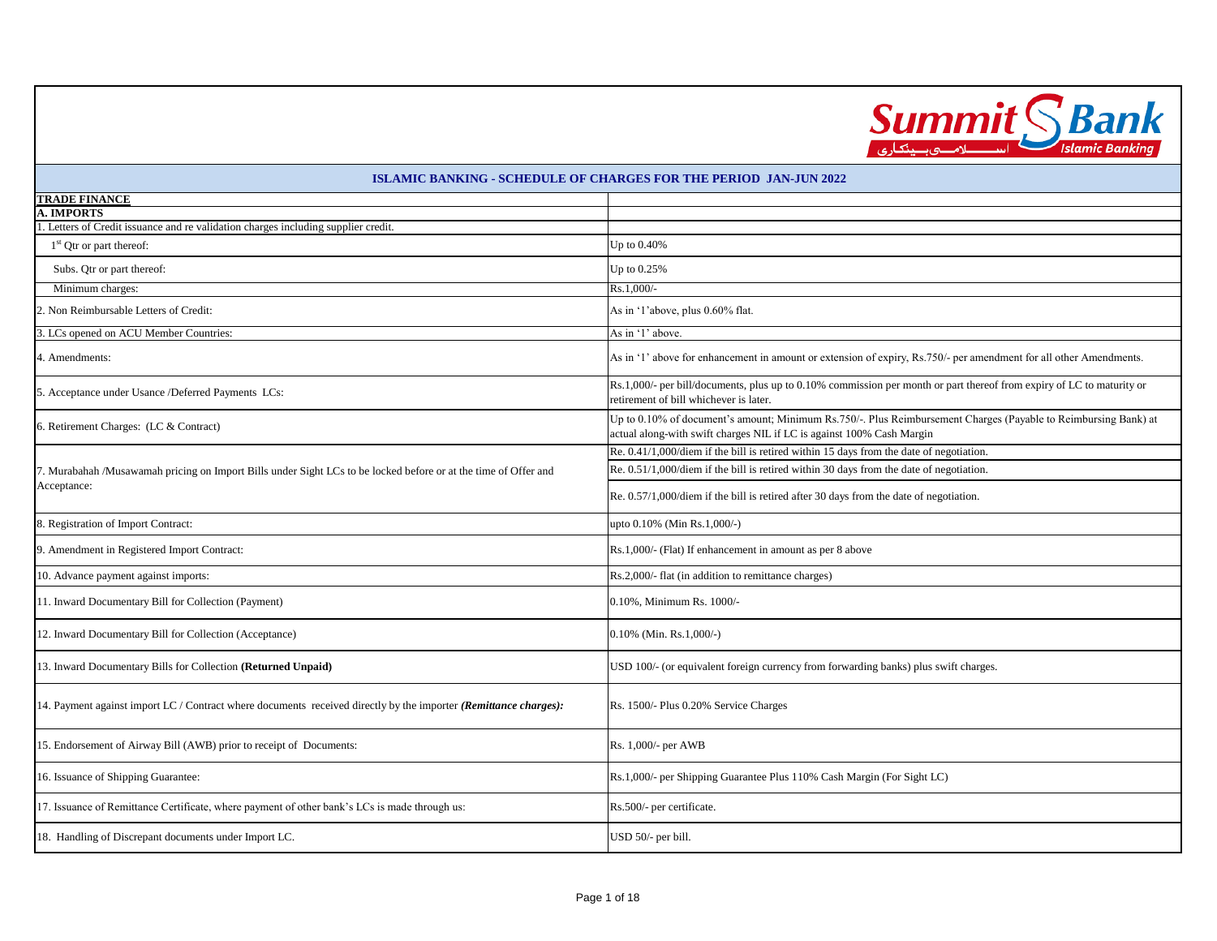## ISLAMIC BANKING - SCHEDULE OF CHARGES FOR THE PERIOD JAN-JUN 2022

| **TRADE FINANCE** | |
|---|---|
| **A. IMPORTS** | |
| 1. Letters of Credit issuance and re validation charges including supplier credit. | |
| 1st Qtr or part thereof: | Up to 0.40% |
| Subs. Qtr or part thereof: | Up to 0.25% |
| Minimum charges: | Rs.1,000/- |
| 2. Non Reimbursable Letters of Credit: | As in '1'above, plus 0.60% flat. |
| 3. LCs opened on ACU Member Countries: | As in '1' above. |
| 4. Amendments: | As in '1' above for enhancement in amount or extension of expiry, Rs.750/- per amendment for all other Amendments. |
| 5. Acceptance under Usance /Deferred Payments LCs: | Rs.1,000/- per bill/documents, plus up to 0.10% commission per month or part thereof from expiry of LC to maturity or retirement of bill whichever is later. |
| 6. Retirement Charges: (LC & Contract) | Up to 0.10% of document's amount; Minimum Rs.750/-. Plus Reimbursement Charges (Payable to Reimbursing Bank) at actual along-with swift charges NIL if LC is against 100% Cash Margin |
| 7. Murabahah /Musawamah pricing on Import Bills under Sight LCs to be locked before or at the time of Offer and Acceptance: | Re. 0.41/1,000/diem if the bill is retired within 15 days from the date of negotiation. |
| | Re. 0.51/1,000/diem if the bill is retired within 30 days from the date of negotiation. |
| | Re. 0.57/1,000/diem if the bill is retired after 30 days from the date of negotiation. |
| 8. Registration of Import Contract: | upto 0.10% (Min Rs.1,000/-) |
| 9. Amendment in Registered Import Contract: | Rs.1,000/- (Flat) If enhancement in amount as per 8 above |
| 10. Advance payment against imports: | Rs.2,000/- flat (in addition to remittance charges) |
| 11. Inward Documentary Bill for Collection (Payment) | 0.10%, Minimum Rs. 1000/- |
| 12. Inward Documentary Bill for Collection (Acceptance) | 0.10% (Min. Rs.1,000/-) |
| 13. Inward Documentary Bills for Collection **(Returned Unpaid)** | USD 100/- (or equivalent foreign currency from forwarding banks) plus swift charges. |
| 14. Payment against import LC / Contract where documents received directly by the importer ***(Remittance charges):*** | Rs. 1500/- Plus 0.20% Service Charges |
| 15. Endorsement of Airway Bill (AWB) prior to receipt of Documents: | Rs. 1,000/- per AWB |
| 16. Issuance of Shipping Guarantee: | Rs.1,000/- per Shipping Guarantee Plus 110% Cash Margin (For Sight LC) |
| 17. Issuance of Remittance Certificate, where payment of other bank's LCs is made through us: | Rs.500/- per certificate. |
| 18. Handling of Discrepant documents under Import LC. | USD 50/- per bill. |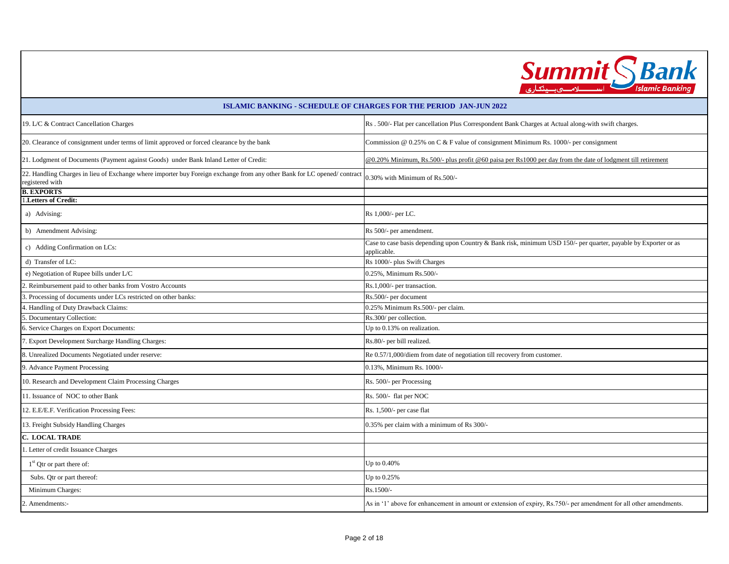Summit Bank — Islamic Banking

## ISLAMIC BANKING - SCHEDULE OF CHARGES FOR THE PERIOD JAN-JUN 2022

| | |
|---|---|
| 19. L/C & Contract Cancellation Charges | Rs . 500/- Flat per cancellation Plus Correspondent Bank Charges at Actual along-with swift charges. |
| 20. Clearance of consignment under terms of limit approved or forced clearance by the bank | Commission @ 0.25% on C & F value of consignment Minimum Rs. 1000/- per consignment |
| 21. Lodgment of Documents (Payment against Goods) under Bank Inland Letter of Credit: | @0.20% Minimum, Rs.500/- plus profit @60 paisa per Rs1000 per day from the date of lodgment till retirement |
| 22. Handling Charges in lieu of Exchange where importer buy Foreign exchange from any other Bank for LC opened/ contract registered with | 0.30% with Minimum of Rs.500/- |
| **B. EXPORTS** | |
| **1.Letters of Credit:** | |
| a) Advising: | Rs 1,000/- per LC. |
| b) Amendment Advising: | Rs 500/- per amendment. |
| c) Adding Confirmation on LCs: | Case to case basis depending upon Country & Bank risk, minimum USD 150/- per quarter, payable by Exporter or as applicable. |
| d) Transfer of LC: | Rs 1000/- plus Swift Charges |
| e) Negotiation of Rupee bills under L/C | 0.25%, Minimum Rs.500/- |
| 2. Reimbursement paid to other banks from Vostro Accounts | Rs.1,000/- per transaction. |
| 3. Processing of documents under LCs restricted on other banks: | Rs.500/- per document |
| 4. Handling of Duty Drawback Claims: | 0.25% Minimum Rs.500/- per claim. |
| 5. Documentary Collection: | Rs.300/ per collection. |
| 6. Service Charges on Export Documents: | Up to 0.13% on realization. |
| 7. Export Development Surcharge Handling Charges: | Rs.80/- per bill realized. |
| 8. Unrealized Documents Negotiated under reserve: | Re 0.57/1,000/diem from date of negotiation till recovery from customer. |
| 9. Advance Payment Processing | 0.13%, Minimum Rs. 1000/- |
| 10. Research and Development Claim Processing Charges | Rs. 500/- per Processing |
| 11. Issuance of NOC to other Bank | Rs. 500/- flat per NOC |
| 12. E.E/E.F. Verification Processing Fees: | Rs. 1,500/- per case flat |
| 13. Freight Subsidy Handling Charges | 0.35% per claim with a minimum of Rs 300/- |
| **C. LOCAL TRADE** | |
| 1. Letter of credit Issuance Charges | |
| 1st Qtr or part there of: | Up to 0.40% |
| Subs. Qtr or part thereof: | Up to 0.25% |
| Minimum Charges: | Rs.1500/- |
| 2. Amendments:- | As in '1' above for enhancement in amount or extension of expiry, Rs.750/- per amendment for all other amendments. |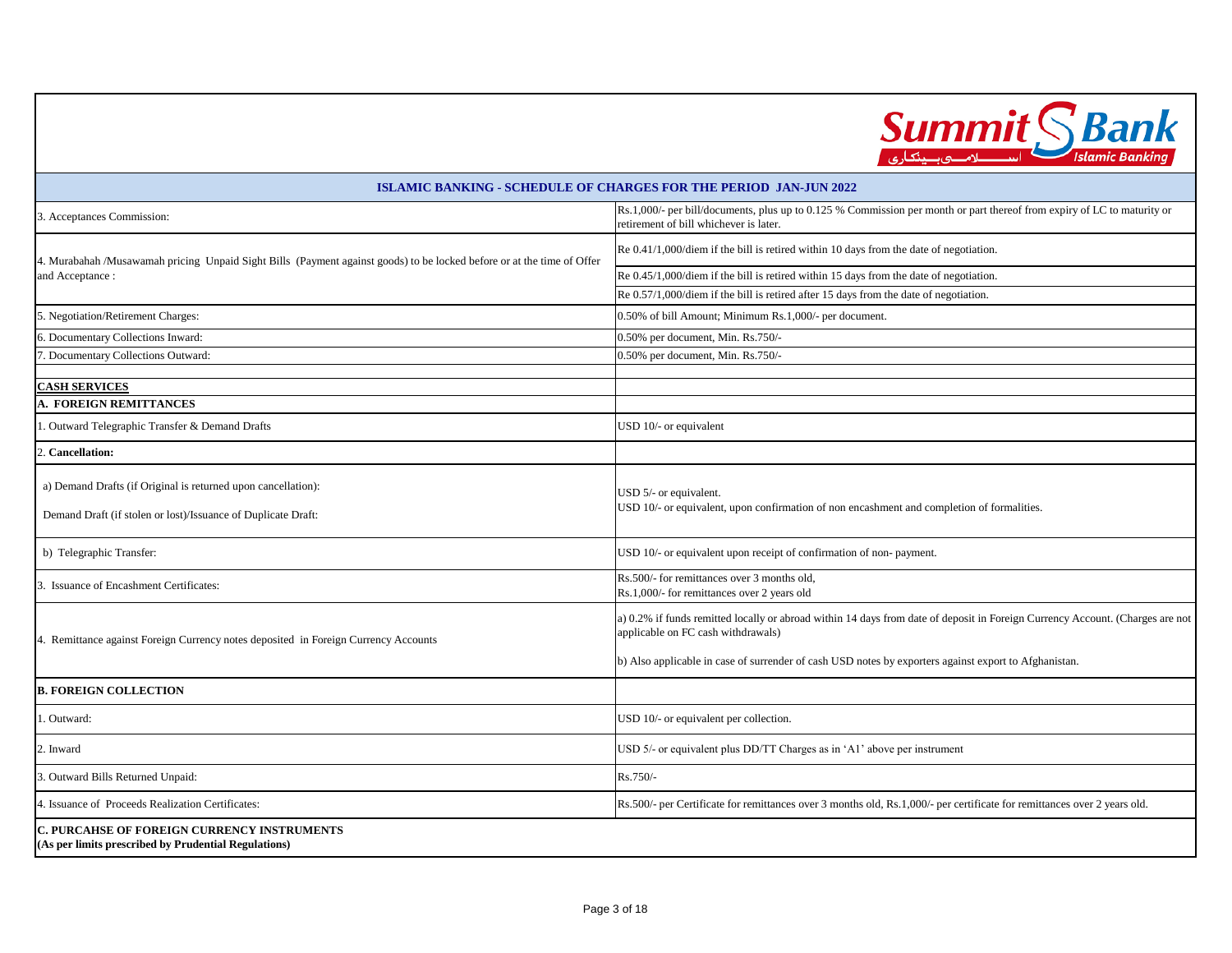## ISLAMIC BANKING - SCHEDULE OF CHARGES FOR THE PERIOD JAN-JUN 2022

| | |
|---|---|
| 3. Acceptances Commission: | Rs.1,000/- per bill/documents, plus up to 0.125 % Commission per month or part thereof from expiry of LC to maturity or retirement of bill whichever is later. |
| 4. Murabahah /Musawamah pricing Unpaid Sight Bills (Payment against goods) to be locked before or at the time of Offer and Acceptance : | Re 0.41/1,000/diem if the bill is retired within 10 days from the date of negotiation. |
| | Re 0.45/1,000/diem if the bill is retired within 15 days from the date of negotiation. |
| | Re 0.57/1,000/diem if the bill is retired after 15 days from the date of negotiation. |
| 5. Negotiation/Retirement Charges: | 0.50% of bill Amount; Minimum Rs.1,000/- per document. |
| 6. Documentary Collections Inward: | 0.50% per document, Min. Rs.750/- |
| 7. Documentary Collections Outward: | 0.50% per document, Min. Rs.750/- |
| | |
| **CASH SERVICES** | |
| **A. FOREIGN REMITTANCES** | |
| 1. Outward Telegraphic Transfer & Demand Drafts | USD 10/- or equivalent |
| 2. **Cancellation:** | |
| a) Demand Drafts (if Original is returned upon cancellation):<br>Demand Draft (if stolen or lost)/Issuance of Duplicate Draft: | USD 5/- or equivalent.<br>USD 10/- or equivalent, upon confirmation of non encashment and completion of formalities. |
| b) Telegraphic Transfer: | USD 10/- or equivalent upon receipt of confirmation of non- payment. |
| 3. Issuance of Encashment Certificates: | Rs.500/- for remittances over 3 months old,<br>Rs.1,000/- for remittances over 2 years old |
| 4. Remittance against Foreign Currency notes deposited in Foreign Currency Accounts | a) 0.2% if funds remitted locally or abroad within 14 days from date of deposit in Foreign Currency Account. (Charges are not applicable on FC cash withdrawals)<br>b) Also applicable in case of surrender of cash USD notes by exporters against export to Afghanistan. |
| **B. FOREIGN COLLECTION** | |
| 1. Outward: | USD 10/- or equivalent per collection. |
| 2. Inward | USD 5/- or equivalent plus DD/TT Charges as in 'A1' above per instrument |
| 3. Outward Bills Returned Unpaid: | Rs.750/- |
| 4. Issuance of Proceeds Realization Certificates: | Rs.500/- per Certificate for remittances over 3 months old, Rs.1,000/- per certificate for remittances over 2 years old. |
| **C. PURCAHSE OF FOREIGN CURRENCY INSTRUMENTS**<br>**(As per limits prescribed by Prudential Regulations)** | |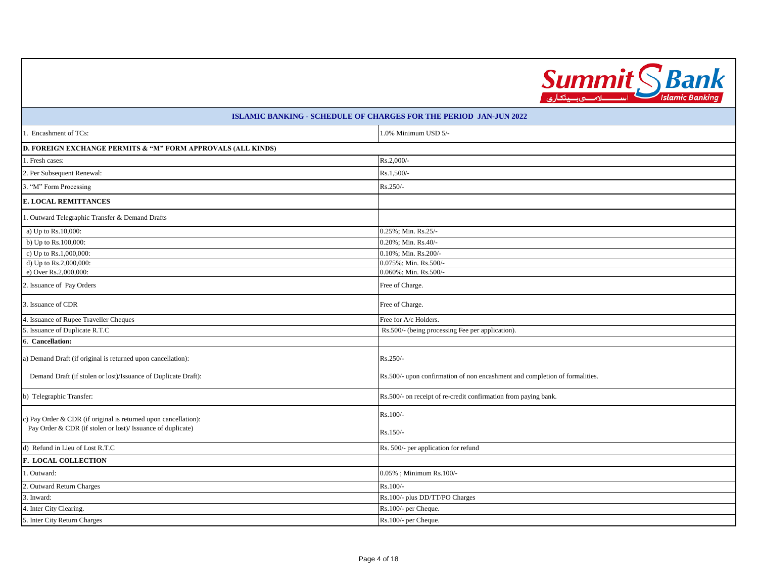## ISLAMIC BANKING - SCHEDULE OF CHARGES FOR THE PERIOD JAN-JUN 2022

| | |
|---|---|
| 1. Encashment of TCs: | 1.0% Minimum USD 5/- |
| **D. FOREIGN EXCHANGE PERMITS & "M" FORM APPROVALS (ALL KINDS)** | |
| 1. Fresh cases: | Rs.2,000/- |
| 2. Per Subsequent Renewal: | Rs.1,500/- |
| 3. "M" Form Processing | Rs.250/- |
| **E. LOCAL REMITTANCES** | |
| 1. Outward Telegraphic Transfer & Demand Drafts | |
| a) Up to Rs.10,000: | 0.25%; Min. Rs.25/- |
| b) Up to Rs.100,000: | 0.20%; Min. Rs.40/- |
| c) Up to Rs.1,000,000: | 0.10%; Min. Rs.200/- |
| d) Up to Rs.2,000,000: | 0.075%; Min. Rs.500/- |
| e) Over Rs.2,000,000: | 0.060%; Min. Rs.500/- |
| 2. Issuance of Pay Orders | Free of Charge. |
| 3. Issuance of CDR | Free of Charge. |
| 4. Issuance of Rupee Traveller Cheques | Free for A/c Holders. |
| 5. Issuance of Duplicate R.T.C | Rs.500/- (being processing Fee per application). |
| 6. **Cancellation:** | |
| a) Demand Draft (if original is returned upon cancellation): | Rs.250/- |
| Demand Draft (if stolen or lost)/Issuance of Duplicate Draft): | Rs.500/- upon confirmation of non encashment and completion of formalities. |
| b) Telegraphic Transfer: | Rs.500/- on receipt of re-credit confirmation from paying bank. |
| c) Pay Order & CDR (if original is returned upon cancellation): | Rs.100/- |
| Pay Order & CDR (if stolen or lost)/ Issuance of duplicate) | Rs.150/- |
| d) Refund in Lieu of Lost R.T.C | Rs. 500/- per application for refund |
| **F. LOCAL COLLECTION** | |
| 1. Outward: | 0.05% ; Minimum Rs.100/- |
| 2. Outward Return Charges | Rs.100/- |
| 3. Inward: | Rs.100/- plus DD/TT/PO Charges |
| 4. Inter City Clearing. | Rs.100/- per Cheque. |
| 5. Inter City Return Charges | Rs.100/- per Cheque. |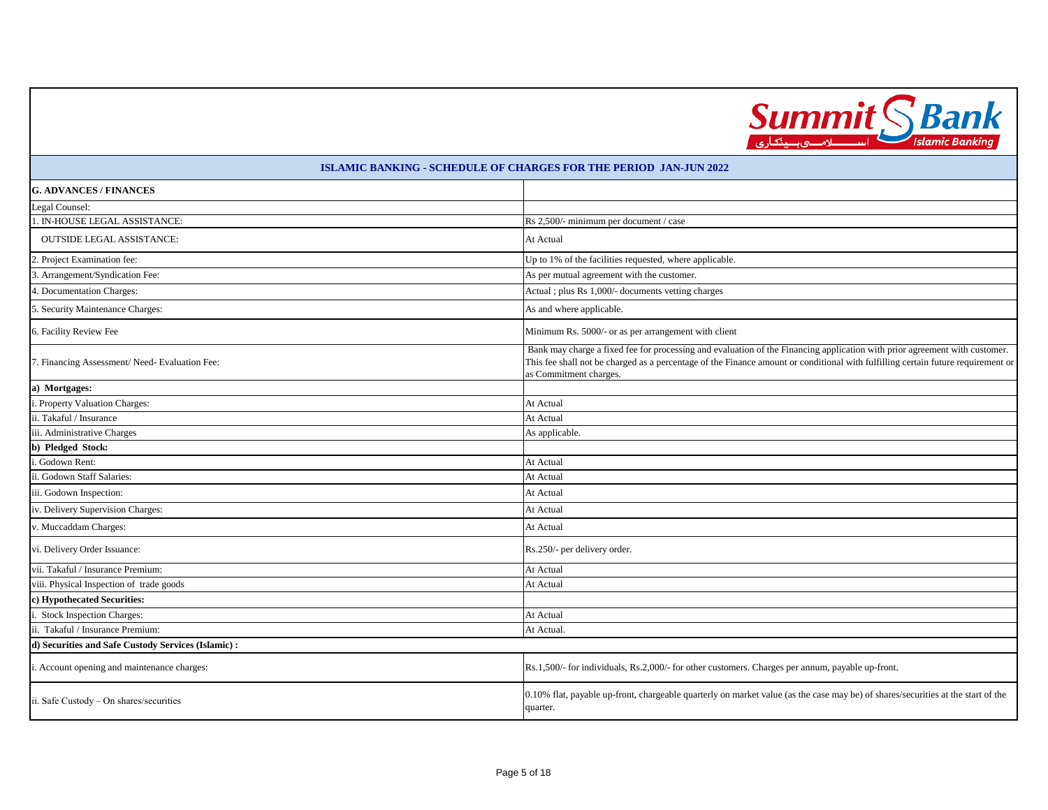## ISLAMIC BANKING - SCHEDULE OF CHARGES FOR THE PERIOD JAN-JUN 2022

| **G. ADVANCES / FINANCES** | |
|---|---|
| Legal Counsel: | |
| 1. IN-HOUSE LEGAL ASSISTANCE: | Rs 2,500/- minimum per document / case |
| OUTSIDE LEGAL ASSISTANCE: | At Actual |
| 2. Project Examination fee: | Up to 1% of the facilities requested, where applicable. |
| 3. Arrangement/Syndication Fee: | As per mutual agreement with the customer. |
| 4. Documentation Charges: | Actual ; plus Rs 1,000/- documents vetting charges |
| 5. Security Maintenance Charges: | As and where applicable. |
| 6. Facility Review Fee | Minimum Rs. 5000/- or as per arrangement with client |
| 7. Financing Assessment/ Need- Evaluation Fee: | Bank may charge a fixed fee for processing and evaluation of the Financing application with prior agreement with customer. This fee shall not be charged as a percentage of the Finance amount or conditional with fulfilling certain future requirement or as Commitment charges. |
| **a) Mortgages:** | |
| i. Property Valuation Charges: | At Actual |
| ii. Takaful / Insurance | At Actual |
| iii. Administrative Charges | As applicable. |
| **b) Pledged Stock:** | |
| i. Godown Rent: | At Actual |
| ii. Godown Staff Salaries: | At Actual |
| iii. Godown Inspection: | At Actual |
| iv. Delivery Supervision Charges: | At Actual |
| v. Muccaddam Charges: | At Actual |
| vi. Delivery Order Issuance: | Rs.250/- per delivery order. |
| vii. Takaful / Insurance Premium: | At Actual |
| viii. Physical Inspection of trade goods | At Actual |
| **c) Hypothecated Securities:** | |
| i. Stock Inspection Charges: | At Actual |
| ii. Takaful / Insurance Premium: | At Actual. |
| **d) Securities and Safe Custody Services (Islamic) :** | |
| i. Account opening and maintenance charges: | Rs.1,500/- for individuals, Rs.2,000/- for other customers. Charges per annum, payable up-front. |
| ii. Safe Custody – On shares/securities | 0.10% flat, payable up-front, chargeable quarterly on market value (as the case may be) of shares/securities at the start of the quarter. |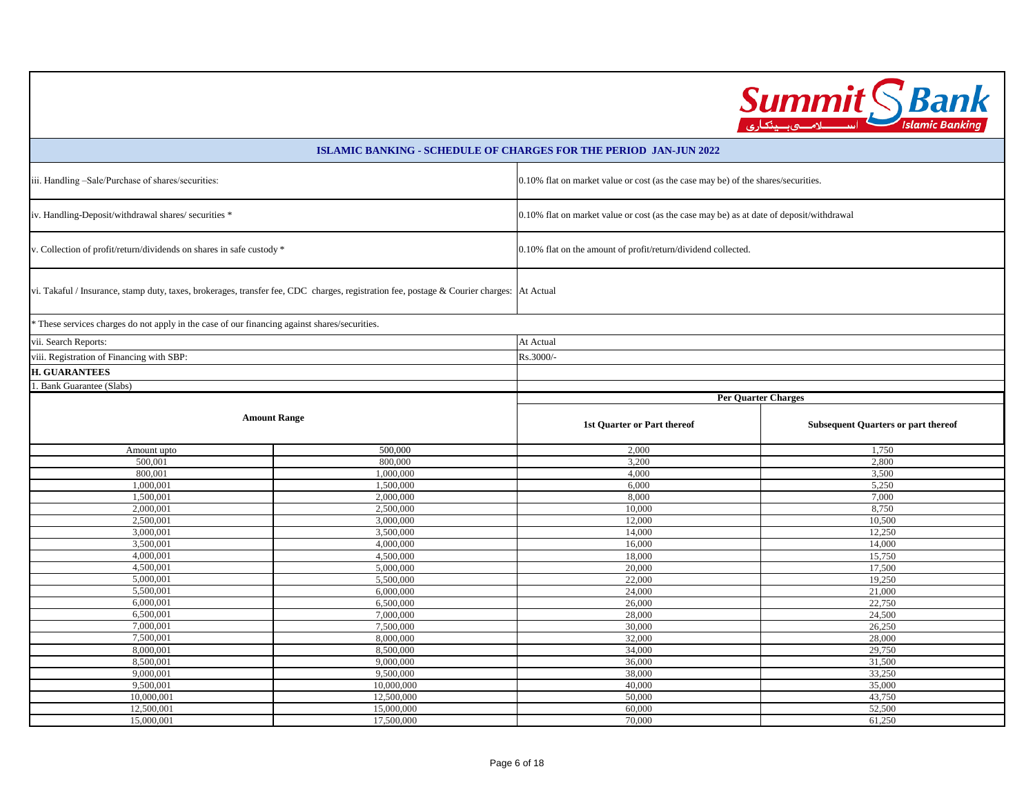## ISLAMIC BANKING - SCHEDULE OF CHARGES FOR THE PERIOD JAN-JUN 2022

| | |
|---|---|
| iii. Handling –Sale/Purchase of shares/securities: | 0.10% flat on market value or cost (as the case may be) of the shares/securities. |
| iv. Handling-Deposit/withdrawal shares/ securities * | 0.10% flat on market value or cost (as the case may be) as at date of deposit/withdrawal |
| v. Collection of profit/return/dividends on shares in safe custody * | 0.10% flat on the amount of profit/return/dividend collected. |
| vi. Takaful / Insurance, stamp duty, taxes, brokerages, transfer fee, CDC charges, registration fee, postage & Courier charges: | At Actual |

* These services charges do not apply in the case of our financing against shares/securities.

| | |
|---|---|
| vii. Search Reports: | At Actual |
| viii. Registration of Financing with SBP: | Rs.3000/- |

**H. GUARANTEES**

1. Bank Guarantee (Slabs)

| Amount Range | | Per Quarter Charges | |
|---|---|---|---|
| | | 1st Quarter or Part thereof | Subsequent Quarters or part thereof |
| Amount upto | 500,000 | 2,000 | 1,750 |
| 500,001 | 800,000 | 3,200 | 2,800 |
| 800,001 | 1,000,000 | 4,000 | 3,500 |
| 1,000,001 | 1,500,000 | 6,000 | 5,250 |
| 1,500,001 | 2,000,000 | 8,000 | 7,000 |
| 2,000,001 | 2,500,000 | 10,000 | 8,750 |
| 2,500,001 | 3,000,000 | 12,000 | 10,500 |
| 3,000,001 | 3,500,000 | 14,000 | 12,250 |
| 3,500,001 | 4,000,000 | 16,000 | 14,000 |
| 4,000,001 | 4,500,000 | 18,000 | 15,750 |
| 4,500,001 | 5,000,000 | 20,000 | 17,500 |
| 5,000,001 | 5,500,000 | 22,000 | 19,250 |
| 5,500,001 | 6,000,000 | 24,000 | 21,000 |
| 6,000,001 | 6,500,000 | 26,000 | 22,750 |
| 6,500,001 | 7,000,000 | 28,000 | 24,500 |
| 7,000,001 | 7,500,000 | 30,000 | 26,250 |
| 7,500,001 | 8,000,000 | 32,000 | 28,000 |
| 8,000,001 | 8,500,000 | 34,000 | 29,750 |
| 8,500,001 | 9,000,000 | 36,000 | 31,500 |
| 9,000,001 | 9,500,000 | 38,000 | 33,250 |
| 9,500,001 | 10,000,000 | 40,000 | 35,000 |
| 10,000,001 | 12,500,000 | 50,000 | 43,750 |
| 12,500,001 | 15,000,000 | 60,000 | 52,500 |
| 15,000,001 | 17,500,000 | 70,000 | 61,250 |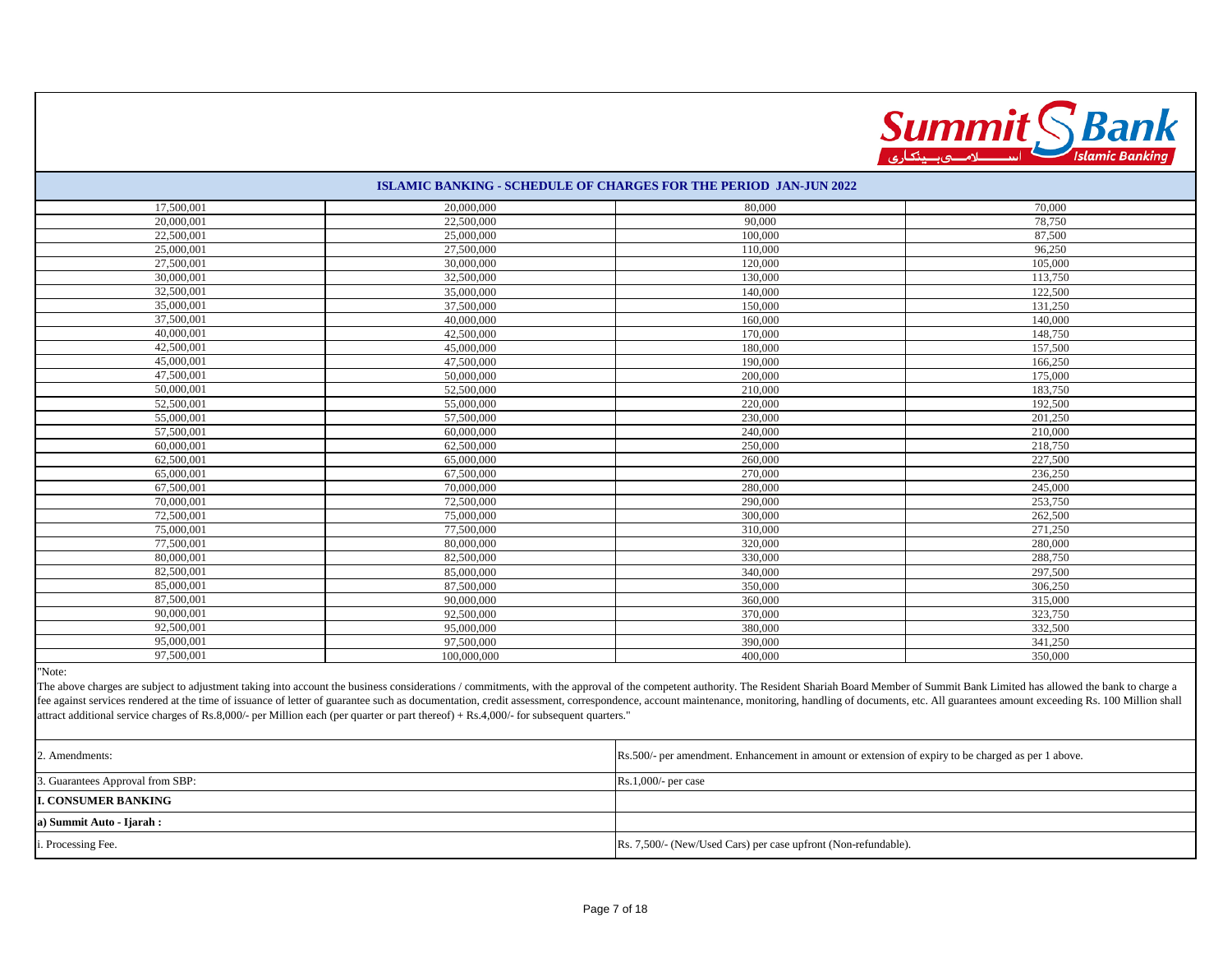## ISLAMIC BANKING - SCHEDULE OF CHARGES FOR THE PERIOD JAN-JUN 2022

| | | | |
|---|---|---|---|
| 17,500,001 | 20,000,000 | 80,000 | 70,000 |
| 20,000,001 | 22,500,000 | 90,000 | 78,750 |
| 22,500,001 | 25,000,000 | 100,000 | 87,500 |
| 25,000,001 | 27,500,000 | 110,000 | 96,250 |
| 27,500,001 | 30,000,000 | 120,000 | 105,000 |
| 30,000,001 | 32,500,000 | 130,000 | 113,750 |
| 32,500,001 | 35,000,000 | 140,000 | 122,500 |
| 35,000,001 | 37,500,000 | 150,000 | 131,250 |
| 37,500,001 | 40,000,000 | 160,000 | 140,000 |
| 40,000,001 | 42,500,000 | 170,000 | 148,750 |
| 42,500,001 | 45,000,000 | 180,000 | 157,500 |
| 45,000,001 | 47,500,000 | 190,000 | 166,250 |
| 47,500,001 | 50,000,000 | 200,000 | 175,000 |
| 50,000,001 | 52,500,000 | 210,000 | 183,750 |
| 52,500,001 | 55,000,000 | 220,000 | 192,500 |
| 55,000,001 | 57,500,000 | 230,000 | 201,250 |
| 57,500,001 | 60,000,000 | 240,000 | 210,000 |
| 60,000,001 | 62,500,000 | 250,000 | 218,750 |
| 62,500,001 | 65,000,000 | 260,000 | 227,500 |
| 65,000,001 | 67,500,000 | 270,000 | 236,250 |
| 67,500,001 | 70,000,000 | 280,000 | 245,000 |
| 70,000,001 | 72,500,000 | 290,000 | 253,750 |
| 72,500,001 | 75,000,000 | 300,000 | 262,500 |
| 75,000,001 | 77,500,000 | 310,000 | 271,250 |
| 77,500,001 | 80,000,000 | 320,000 | 280,000 |
| 80,000,001 | 82,500,000 | 330,000 | 288,750 |
| 82,500,001 | 85,000,000 | 340,000 | 297,500 |
| 85,000,001 | 87,500,000 | 350,000 | 306,250 |
| 87,500,001 | 90,000,000 | 360,000 | 315,000 |
| 90,000,001 | 92,500,000 | 370,000 | 323,750 |
| 92,500,001 | 95,000,000 | 380,000 | 332,500 |
| 95,000,001 | 97,500,000 | 390,000 | 341,250 |
| 97,500,001 | 100,000,000 | 400,000 | 350,000 |

"Note:

The above charges are subject to adjustment taking into account the business considerations / commitments, with the approval of the competent authority. The Resident Shariah Board Member of Summit Bank Limited has allowed the bank to charge a fee against services rendered at the time of issuance of letter of guarantee such as documentation, credit assessment, correspondence, account maintenance, monitoring, handling of documents, etc. All guarantees amount exceeding Rs. 100 Million shall attract additional service charges of Rs.8,000/- per Million each (per quarter or part thereof) + Rs.4,000/- for subsequent quarters."

| | |
|---|---|
| 2. Amendments: | Rs.500/- per amendment. Enhancement in amount or extension of expiry to be charged as per 1 above. |
| 3. Guarantees Approval from SBP: | Rs.1,000/- per case |
| **I. CONSUMER BANKING** | |
| **a) Summit Auto - Ijarah :** | |
| i. Processing Fee. | Rs. 7,500/- (New/Used Cars) per case upfront (Non-refundable). |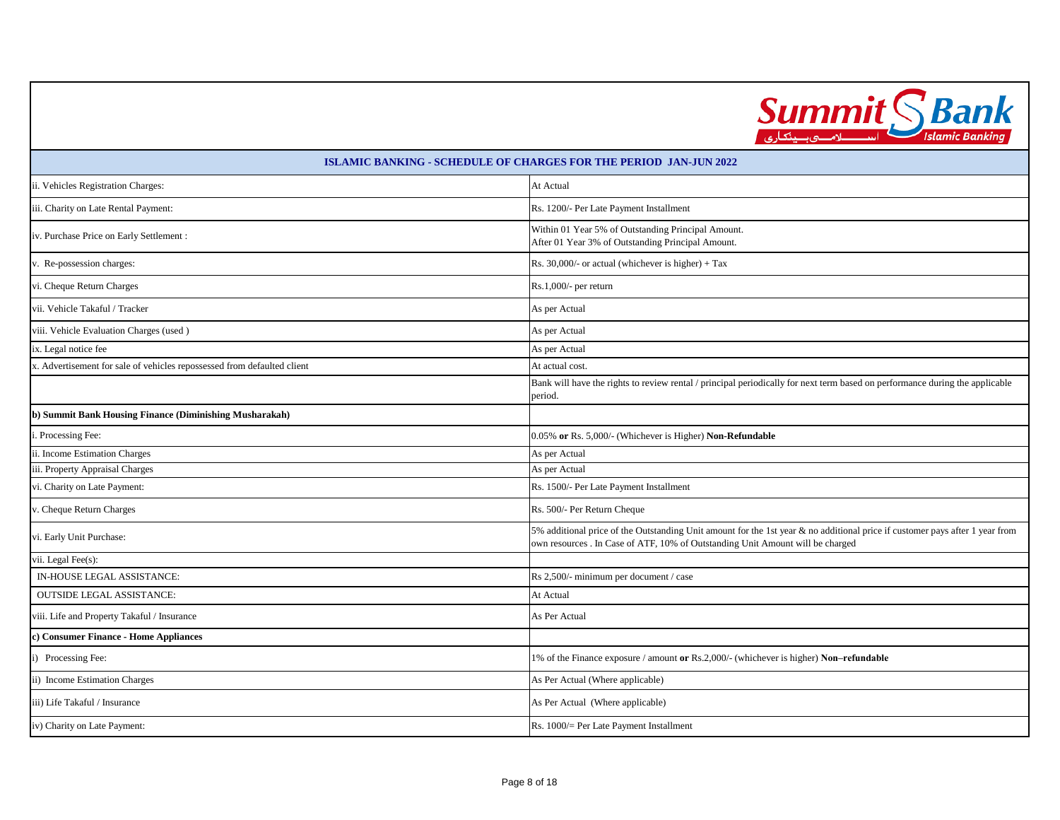## ISLAMIC BANKING - SCHEDULE OF CHARGES FOR THE PERIOD JAN-JUN 2022

| | |
|---|---|
| ii. Vehicles Registration Charges: | At Actual |
| iii. Charity on Late Rental Payment: | Rs. 1200/- Per Late Payment Installment |
| iv. Purchase Price on Early Settlement : | Within 01 Year 5% of Outstanding Principal Amount.<br>After 01 Year 3% of Outstanding Principal Amount. |
| v. Re-possession charges: | Rs. 30,000/- or actual (whichever is higher) + Tax |
| vi. Cheque Return Charges | Rs.1,000/- per return |
| vii. Vehicle Takaful / Tracker | As per Actual |
| viii. Vehicle Evaluation Charges (used ) | As per Actual |
| ix. Legal notice fee | As per Actual |
| x. Advertisement for sale of vehicles repossessed from defaulted client | At actual cost. |
| | Bank will have the rights to review rental / principal periodically for next term based on performance during the applicable period. |
| **b) Summit Bank Housing Finance (Diminishing Musharakah)** | |
| i. Processing Fee: | 0.05% **or** Rs. 5,000/- (Whichever is Higher) **Non-Refundable** |
| ii. Income Estimation Charges | As per Actual |
| iii. Property Appraisal Charges | As per Actual |
| vi. Charity on Late Payment: | Rs. 1500/- Per Late Payment Installment |
| v. Cheque Return Charges | Rs. 500/- Per Return Cheque |
| vi. Early Unit Purchase: | 5% additional price of the Outstanding Unit amount for the 1st year & no additional price if customer pays after 1 year from own resources . In Case of ATF, 10% of Outstanding Unit Amount will be charged |
| vii. Legal Fee(s): | |
| IN-HOUSE LEGAL ASSISTANCE: | Rs 2,500/- minimum per document / case |
| OUTSIDE LEGAL ASSISTANCE: | At Actual |
| viii. Life and Property Takaful / Insurance | As Per Actual |
| **c) Consumer Finance - Home Appliances** | |
| i) Processing Fee: | 1% of the Finance exposure / amount **or** Rs.2,000/- (whichever is higher) **Non–refundable** |
| ii) Income Estimation Charges | As Per Actual (Where applicable) |
| iii) Life Takaful / Insurance | As Per Actual (Where applicable) |
| iv) Charity on Late Payment: | Rs. 1000/= Per Late Payment Installment |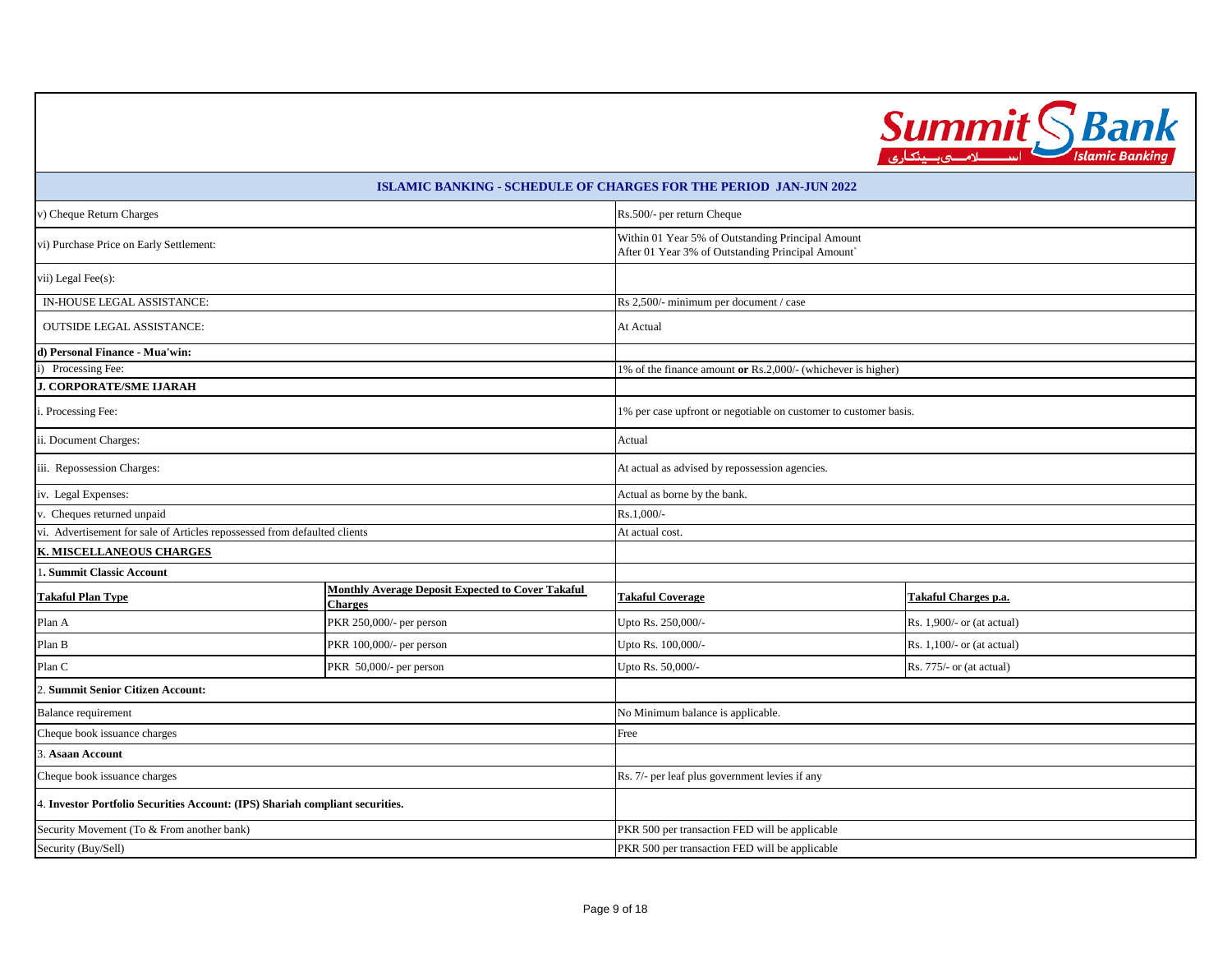## ISLAMIC BANKING - SCHEDULE OF CHARGES FOR THE PERIOD JAN-JUN 2022

| | |
|---|---|
| v) Cheque Return Charges | Rs.500/- per return Cheque |
| vi) Purchase Price on Early Settlement: | Within 01 Year 5% of Outstanding Principal Amount<br>After 01 Year 3% of Outstanding Principal Amount` |
| vii) Legal Fee(s): | |
| IN-HOUSE LEGAL ASSISTANCE: | Rs 2,500/- minimum per document / case |
| OUTSIDE LEGAL ASSISTANCE: | At Actual |
| **d) Personal Finance - Mua'win:** | |
| i) Processing Fee: | 1% of the finance amount **or** Rs.2,000/- (whichever is higher) |
| **J. CORPORATE/SME IJARAH** | |
| i. Processing Fee: | 1% per case upfront or negotiable on customer to customer basis. |
| ii. Document Charges: | Actual |
| iii. Repossession Charges: | At actual as advised by repossession agencies. |
| iv. Legal Expenses: | Actual as borne by the bank. |
| v. Cheques returned unpaid | Rs.1,000/- |
| vi. Advertisement for sale of Articles repossessed from defaulted clients | At actual cost. |
| **K. MISCELLANEOUS CHARGES** | |
| **1. Summit Classic Account** | |

| Takaful Plan Type | Monthly Average Deposit Expected to Cover Takaful Charges | Takaful Coverage | Takaful Charges p.a. |
|---|---|---|---|
| Plan A | PKR 250,000/- per person | Upto Rs. 250,000/- | Rs. 1,900/- or (at actual) |
| Plan B | PKR 100,000/- per person | Upto Rs. 100,000/- | Rs. 1,100/- or (at actual) |
| Plan C | PKR 50,000/- per person | Upto Rs. 50,000/- | Rs. 775/- or (at actual) |

| | |
|---|---|
| **2. Summit Senior Citizen Account:** | |
| Balance requirement | No Minimum balance is applicable. |
| Cheque book issuance charges | Free |
| **3. Asaan Account** | |
| Cheque book issuance charges | Rs. 7/- per leaf plus government levies if any |
| **4. Investor Portfolio Securities Account: (IPS) Shariah compliant securities.** | |
| Security Movement (To & From another bank) | PKR 500 per transaction FED will be applicable |
| Security (Buy/Sell) | PKR 500 per transaction FED will be applicable |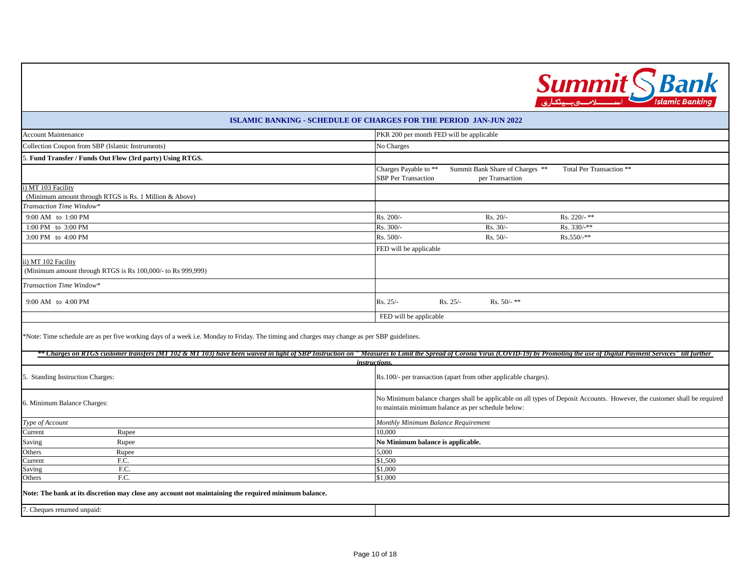## ISLAMIC BANKING - SCHEDULE OF CHARGES FOR THE PERIOD JAN-JUN 2022

| | | | |
|---|---|---|---|
| Account Maintenance | PKR 200 per month FED will be applicable | | |
| Collection Coupon from SBP (Islamic Instruments) | No Charges | | |
| 5. **Fund Transfer / Funds Out Flow (3rd party) Using RTGS.** | | | |
| | Charges Payable to ** SBP Per Transaction | Summit Bank Share of Charges ** per Transaction | Total Per Transaction ** |
| i) MT 103 Facility (Minimum amount through RTGS is Rs. 1 Million & Above) | | | |
| *Transaction Time Window** | | | |
| 9:00 AM to 1:00 PM | Rs. 200/- | Rs. 20/- | Rs. 220/- ** |
| 1:00 PM to 3:00 PM | Rs. 300/- | Rs. 30/- | Rs. 330/-** |
| 3:00 PM to 4:00 PM | Rs. 500/- | Rs. 50/- | Rs.550/-** |
| | FED will be applicable | | |
| ii) MT 102 Facility (Minimum amount through RTGS is Rs 100,000/- to Rs 999,999) | | | |
| *Transaction Time Window** | | | |
| 9:00 AM to 4:00 PM | Rs. 25/- | Rs. 25/- | Rs. 50/- ** |
| | FED will be applicable | | |

*Note: Time schedule are as per five working days of a week i.e. Monday to Friday. The timing and charges may change as per SBP guidelines.

***\*\* Charges on RTGS customer transfers (MT 102 & MT 103) have been waived in light of SBP Instruction on " Measures to Limit the Spread of Corona Virus (COVID-19) by Promoting the use of Digital Payment Services" till further instructions.***

| | | |
|---|---|---|
| 5. Standing Instruction Charges: | | Rs.100/- per transaction (apart from other applicable charges). |
| 6. Minimum Balance Charges: | | No Minimum balance charges shall be applicable on all types of Deposit Accounts. However, the customer shall be required to maintain minimum balance as per schedule below: |
| *Type of Account* | | *Monthly Minimum Balance Requirement* |
| Current | Rupee | 10,000 |
| Saving | Rupee | **No Minimum balance is applicable.** |
| Others | Rupee | 5,000 |
| Current | F.C. | $1,500 |
| Saving | F.C. | $1,000 |
| Others | F.C. | $1,000 |

**Note: The bank at its discretion may close any account not maintaining the required minimum balance.**

7. Cheques returned unpaid: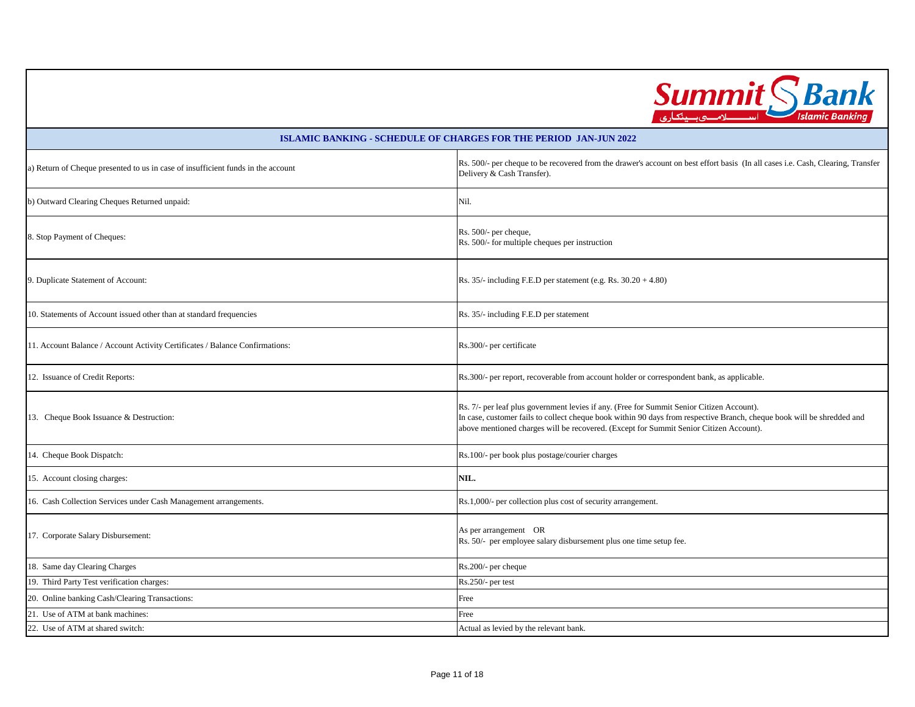Summit Bank — Islamic Banking — اسلامی بینکاری

## ISLAMIC BANKING - SCHEDULE OF CHARGES FOR THE PERIOD JAN-JUN 2022

| | |
|---|---|
| a) Return of Cheque presented to us in case of insufficient funds in the account | Rs. 500/- per cheque to be recovered from the drawer's account on best effort basis (In all cases i.e. Cash, Clearing, Transfer Delivery & Cash Transfer). |
| b) Outward Clearing Cheques Returned unpaid: | Nil. |
| 8. Stop Payment of Cheques: | Rs. 500/- per cheque,<br>Rs. 500/- for multiple cheques per instruction |
| 9. Duplicate Statement of Account: | Rs. 35/- including F.E.D per statement (e.g. Rs. 30.20 + 4.80) |
| 10. Statements of Account issued other than at standard frequencies | Rs. 35/- including F.E.D per statement |
| 11. Account Balance / Account Activity Certificates / Balance Confirmations: | Rs.300/- per certificate |
| 12. Issuance of Credit Reports: | Rs.300/- per report, recoverable from account holder or correspondent bank, as applicable. |
| 13. Cheque Book Issuance & Destruction: | Rs. 7/- per leaf plus government levies if any. (Free for Summit Senior Citizen Account).<br>In case, customer fails to collect cheque book within 90 days from respective Branch, cheque book will be shredded and above mentioned charges will be recovered. (Except for Summit Senior Citizen Account). |
| 14. Cheque Book Dispatch: | Rs.100/- per book plus postage/courier charges |
| 15. Account closing charges: | **NIL.** |
| 16. Cash Collection Services under Cash Management arrangements. | Rs.1,000/- per collection plus cost of security arrangement. |
| 17. Corporate Salary Disbursement: | As per arrangement OR<br>Rs. 50/- per employee salary disbursement plus one time setup fee. |
| 18. Same day Clearing Charges | Rs.200/- per cheque |
| 19. Third Party Test verification charges: | Rs.250/- per test |
| 20. Online banking Cash/Clearing Transactions: | Free |
| 21. Use of ATM at bank machines: | Free |
| 22. Use of ATM at shared switch: | Actual as levied by the relevant bank. |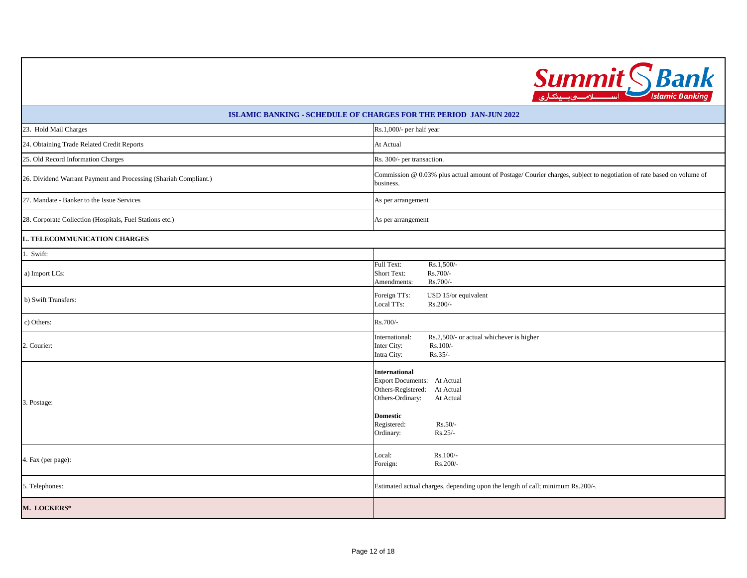## ISLAMIC BANKING - SCHEDULE OF CHARGES FOR THE PERIOD JAN-JUN 2022

| | |
|---|---|
| 23. Hold Mail Charges | Rs.1,000/- per half year |
| 24. Obtaining Trade Related Credit Reports | At Actual |
| 25. Old Record Information Charges | Rs. 300/- per transaction. |
| 26. Dividend Warrant Payment and Processing (Shariah Compliant.) | Commission @ 0.03% plus actual amount of Postage/ Courier charges, subject to negotiation of rate based on volume of business. |
| 27. Mandate - Banker to the Issue Services | As per arrangement |
| 28. Corporate Collection (Hospitals, Fuel Stations etc.) | As per arrangement |
| **L. TELECOMMUNICATION CHARGES** | |
| 1. Swift: | |
| a) Import LCs: | Full Text: Rs.1,500/-<br>Short Text: Rs.700/-<br>Amendments: Rs.700/- |
| b) Swift Transfers: | Foreign TTs: USD 15/or equivalent<br>Local TTs: Rs.200/- |
| c) Others: | Rs.700/- |
| 2. Courier: | International: Rs.2,500/- or actual whichever is higher<br>Inter City: Rs.100/-<br>Intra City: Rs.35/- |
| 3. Postage: | **International**<br>Export Documents: At Actual<br>Others-Registered: At Actual<br>Others-Ordinary: At Actual<br><br>**Domestic**<br>Registered: Rs.50/-<br>Ordinary: Rs.25/- |
| 4. Fax (per page): | Local: Rs.100/-<br>Foreign: Rs.200/- |
| 5. Telephones: | Estimated actual charges, depending upon the length of call; minimum Rs.200/-. |
| **M. LOCKERS*** | |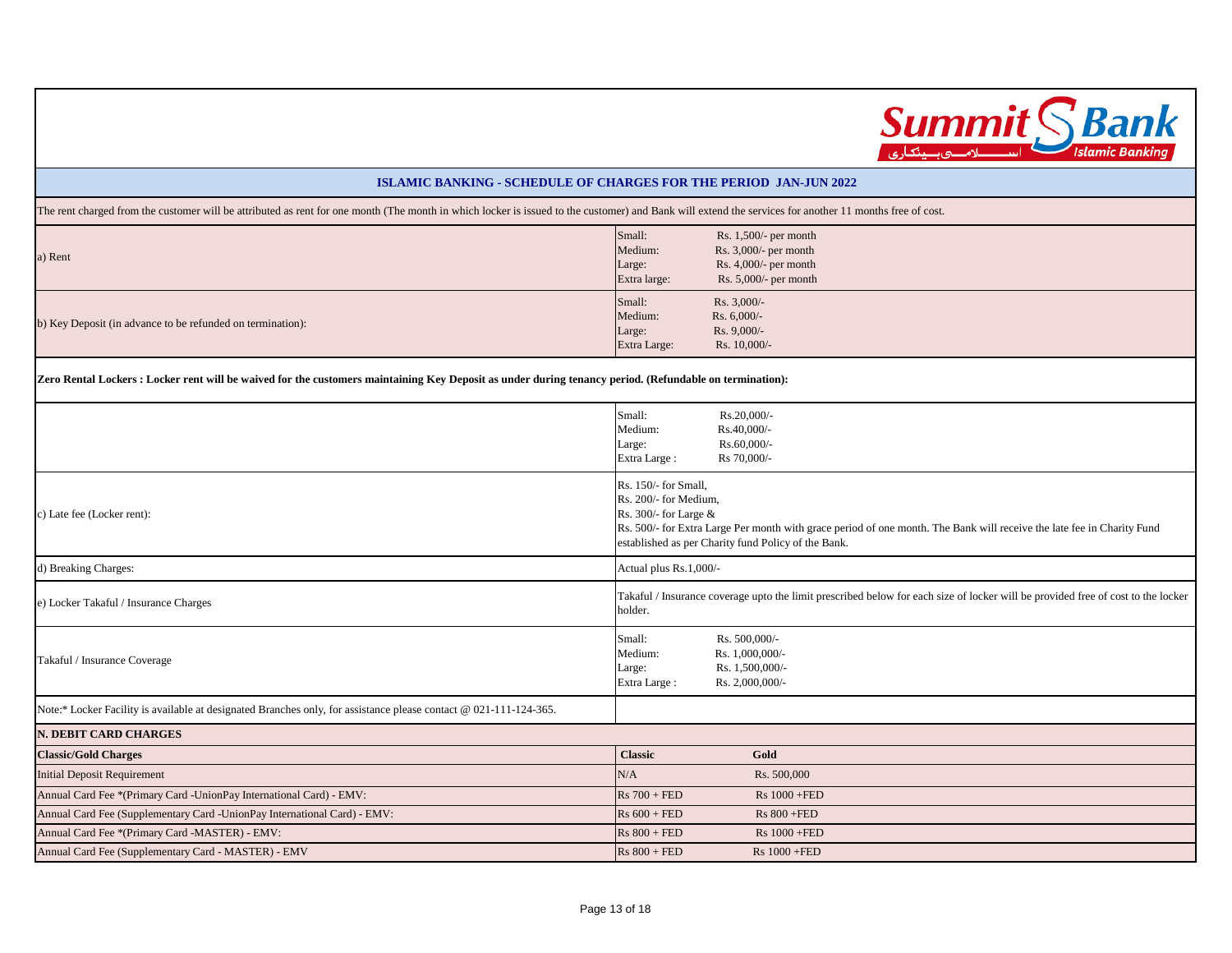## ISLAMIC BANKING - SCHEDULE OF CHARGES FOR THE PERIOD JAN-JUN 2022

The rent charged from the customer will be attributed as rent for one month (The month in which locker is issued to the customer) and Bank will extend the services for another 11 months free of cost.

| | |
|---|---|
| a) Rent | Small: Rs. 1,500/- per month<br>Medium: Rs. 3,000/- per month<br>Large: Rs. 4,000/- per month<br>Extra large: Rs. 5,000/- per month |
| b) Key Deposit (in advance to be refunded on termination): | Small: Rs. 3,000/-<br>Medium: Rs. 6,000/-<br>Large: Rs. 9,000/-<br>Extra Large: Rs. 10,000/- |

**Zero Rental Lockers : Locker rent will be waived for the customers maintaining Key Deposit as under during tenancy period. (Refundable on termination):**

| | |
|---|---|
| | Small: Rs.20,000/-<br>Medium: Rs.40,000/-<br>Large: Rs.60,000/-<br>Extra Large : Rs 70,000/- |
| c) Late fee (Locker rent): | Rs. 150/- for Small,<br>Rs. 200/- for Medium,<br>Rs. 300/- for Large &<br>Rs. 500/- for Extra Large Per month with grace period of one month. The Bank will receive the late fee in Charity Fund established as per Charity fund Policy of the Bank. |
| d) Breaking Charges: | Actual plus Rs.1,000/- |
| e) Locker Takaful / Insurance Charges | Takaful / Insurance coverage upto the limit prescribed below for each size of locker will be provided free of cost to the locker holder. |
| Takaful / Insurance Coverage | Small: Rs. 500,000/-<br>Medium: Rs. 1,000,000/-<br>Large: Rs. 1,500,000/-<br>Extra Large : Rs. 2,000,000/- |
| Note:* Locker Facility is available at designated Branches only, for assistance please contact @ 021-111-124-365. | |

## N. DEBIT CARD CHARGES

| Classic/Gold Charges | Classic | Gold |
|---|---|---|
| Initial Deposit Requirement | N/A | Rs. 500,000 |
| Annual Card Fee *(Primary Card -UnionPay International Card) - EMV: | Rs 700 + FED | Rs 1000 +FED |
| Annual Card Fee (Supplementary Card -UnionPay International Card) - EMV: | Rs 600 + FED | Rs 800 +FED |
| Annual Card Fee *(Primary Card -MASTER) - EMV: | Rs 800 + FED | Rs 1000 +FED |
| Annual Card Fee (Supplementary Card - MASTER) - EMV | Rs 800 + FED | Rs 1000 +FED |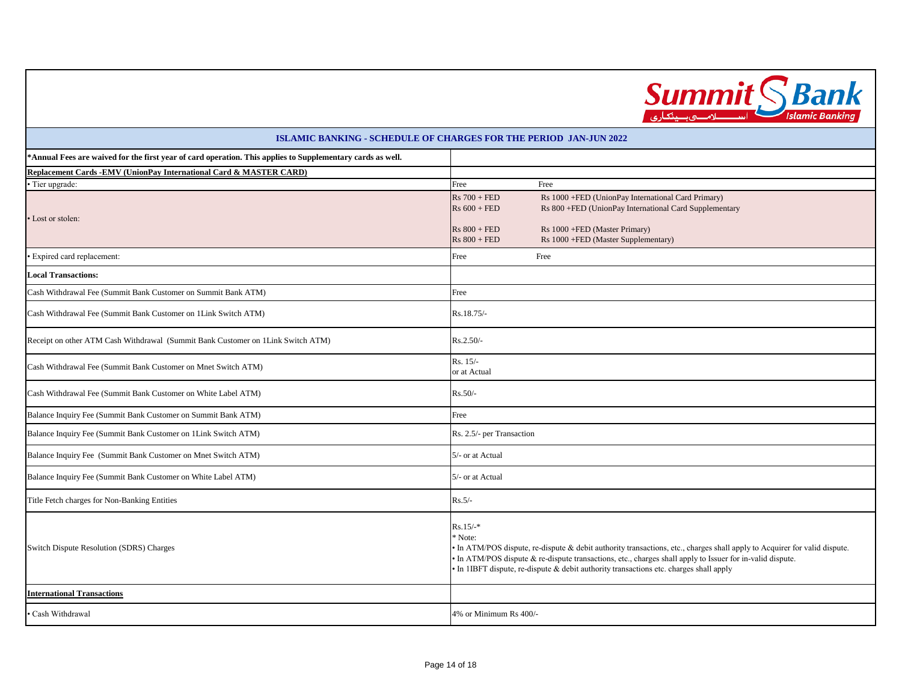## ISLAMIC BANKING - SCHEDULE OF CHARGES FOR THE PERIOD JAN-JUN 2022

| | |
|---|---|
| ***Annual Fees are waived for the first year of card operation. This applies to Supplementary cards as well.** | |
| **Replacement Cards -EMV (UnionPay International Card & MASTER CARD)** | |
| • Tier upgrade: | Free Free |
| • Lost or stolen: | Rs 700 + FED Rs 1000 +FED (UnionPay International Card Primary)<br>Rs 600 + FED Rs 800 +FED (UnionPay International Card Supplementary<br><br>Rs 800 + FED Rs 1000 +FED (Master Primary)<br>Rs 800 + FED Rs 1000 +FED (Master Supplementary) |
| • Expired card replacement: | Free Free |
| **Local Transactions:** | |
| Cash Withdrawal Fee (Summit Bank Customer on Summit Bank ATM) | Free |
| Cash Withdrawal Fee (Summit Bank Customer on 1Link Switch ATM) | Rs.18.75/- |
| Receipt on other ATM Cash Withdrawal (Summit Bank Customer on 1Link Switch ATM) | Rs.2.50/- |
| Cash Withdrawal Fee (Summit Bank Customer on Mnet Switch ATM) | Rs. 15/-<br>or at Actual |
| Cash Withdrawal Fee (Summit Bank Customer on White Label ATM) | Rs.50/- |
| Balance Inquiry Fee (Summit Bank Customer on Summit Bank ATM) | Free |
| Balance Inquiry Fee (Summit Bank Customer on 1Link Switch ATM) | Rs. 2.5/- per Transaction |
| Balance Inquiry Fee (Summit Bank Customer on Mnet Switch ATM) | 5/- or at Actual |
| Balance Inquiry Fee (Summit Bank Customer on White Label ATM) | 5/- or at Actual |
| Title Fetch charges for Non-Banking Entities | Rs.5/- |
| Switch Dispute Resolution (SDRS) Charges | Rs.15/-*<br>* Note:<br>• In ATM/POS dispute, re-dispute & debit authority transactions, etc., charges shall apply to Acquirer for valid dispute.<br>• In ATM/POS dispute & re-dispute transactions, etc., charges shall apply to Issuer for in-valid dispute.<br>• In 1IBFT dispute, re-dispute & debit authority transactions etc. charges shall apply |
| **International Transactions** | |
| • Cash Withdrawal | 4% or Minimum Rs 400/- |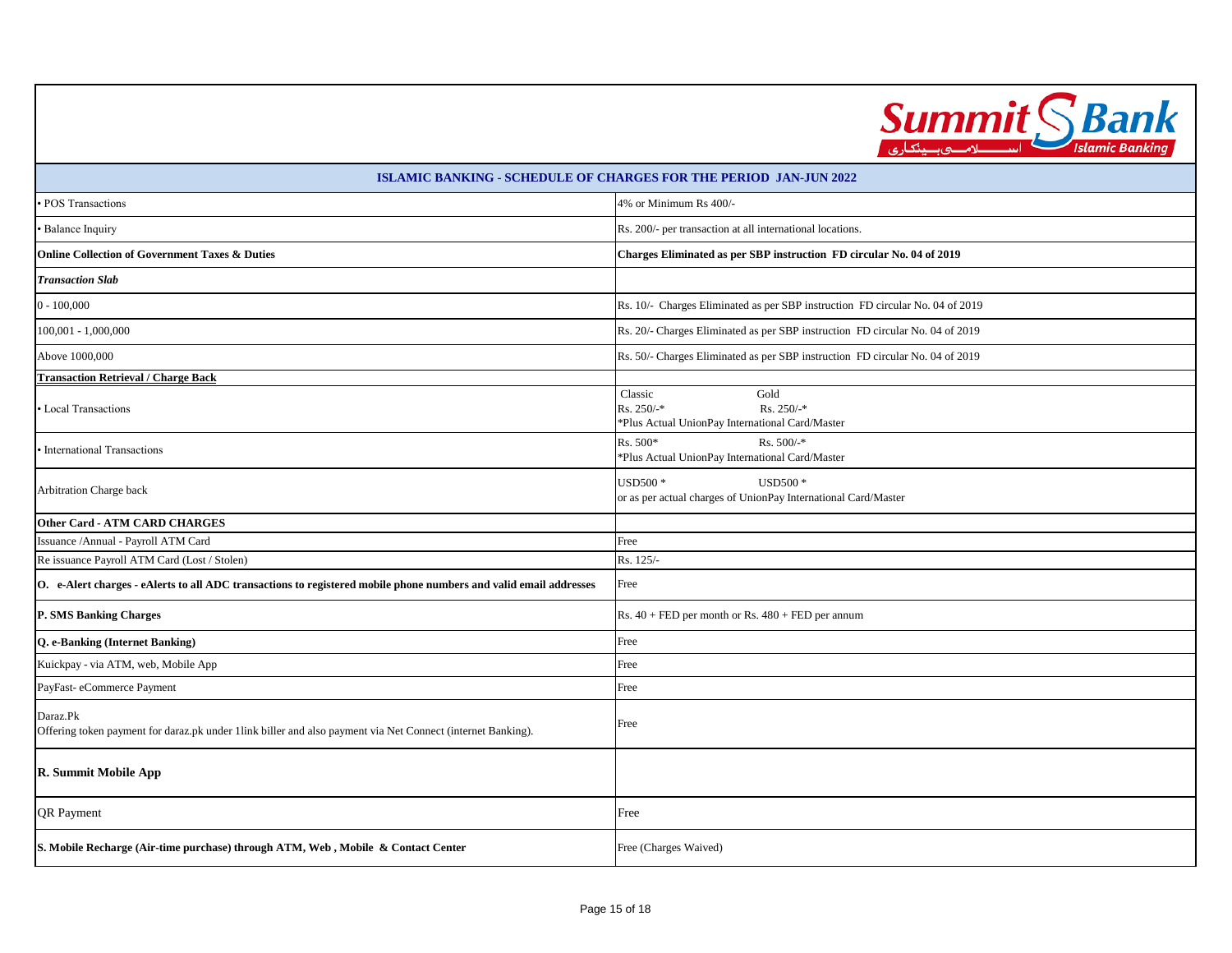## ISLAMIC BANKING - SCHEDULE OF CHARGES FOR THE PERIOD JAN-JUN 2022

| | |
|---|---|
| • POS Transactions | 4% or Minimum Rs 400/- |
| • Balance Inquiry | Rs. 200/- per transaction at all international locations. |
| **Online Collection of Government Taxes & Duties** | **Charges Eliminated as per SBP instruction FD circular No. 04 of 2019** |
| ***Transaction Slab*** | |
| 0 - 100,000 | Rs. 10/- Charges Eliminated as per SBP instruction FD circular No. 04 of 2019 |
| 100,001 - 1,000,000 | Rs. 20/- Charges Eliminated as per SBP instruction FD circular No. 04 of 2019 |
| Above 1000,000 | Rs. 50/- Charges Eliminated as per SBP instruction FD circular No. 04 of 2019 |
| **Transaction Retrieval / Charge Back** | |
| • Local Transactions | Classic Rs. 250/-* Gold Rs. 250/-* <br> *Plus Actual UnionPay International Card/Master |
| • International Transactions | Rs. 500* Rs. 500/-* <br> *Plus Actual UnionPay International Card/Master |
| Arbitration Charge back | USD500 * USD500 * <br> or as per actual charges of UnionPay International Card/Master |
| **Other Card - ATM CARD CHARGES** | |
| Issuance /Annual - Payroll ATM Card | Free |
| Re issuance Payroll ATM Card (Lost / Stolen) | Rs. 125/- |
| **O. e-Alert charges - eAlerts to all ADC transactions to registered mobile phone numbers and valid email addresses** | Free |
| **P. SMS Banking Charges** | Rs. 40 + FED per month or Rs. 480 + FED per annum |
| **Q. e-Banking (Internet Banking)** | Free |
| Kuickpay - via ATM, web, Mobile App | Free |
| PayFast- eCommerce Payment | Free |
| Daraz.Pk <br> Offering token payment for daraz.pk under 1link biller and also payment via Net Connect (internet Banking). | Free |
| **R. Summit Mobile App** | |
| QR Payment | Free |
| **S. Mobile Recharge (Air-time purchase) through ATM, Web , Mobile & Contact Center** | Free (Charges Waived) |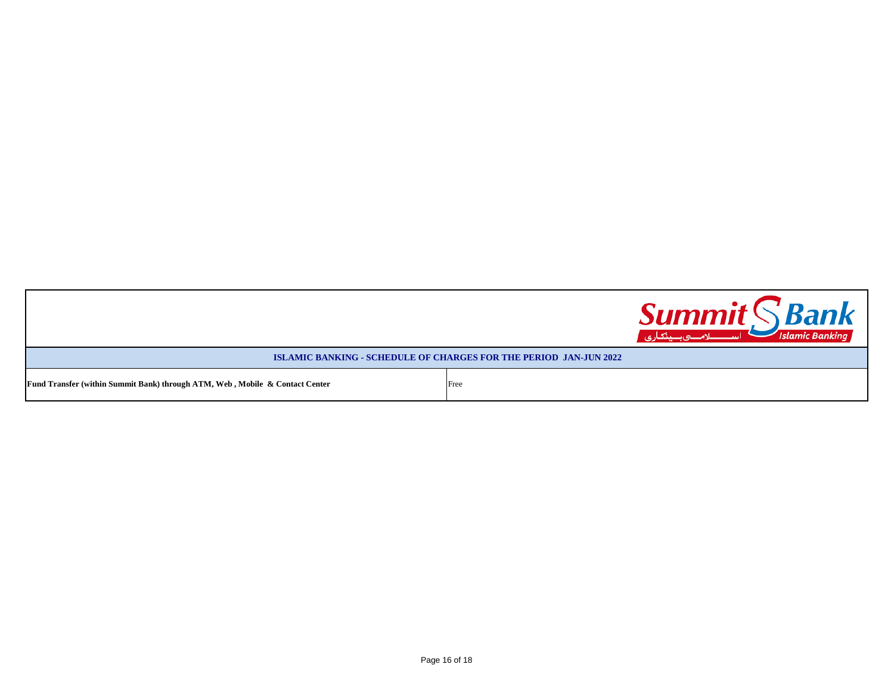## ISLAMIC BANKING - SCHEDULE OF CHARGES FOR THE PERIOD JAN-JUN 2022

| | |
|---|---|
| **Fund Transfer (within Summit Bank) through ATM, Web , Mobile & Contact Center** | Free |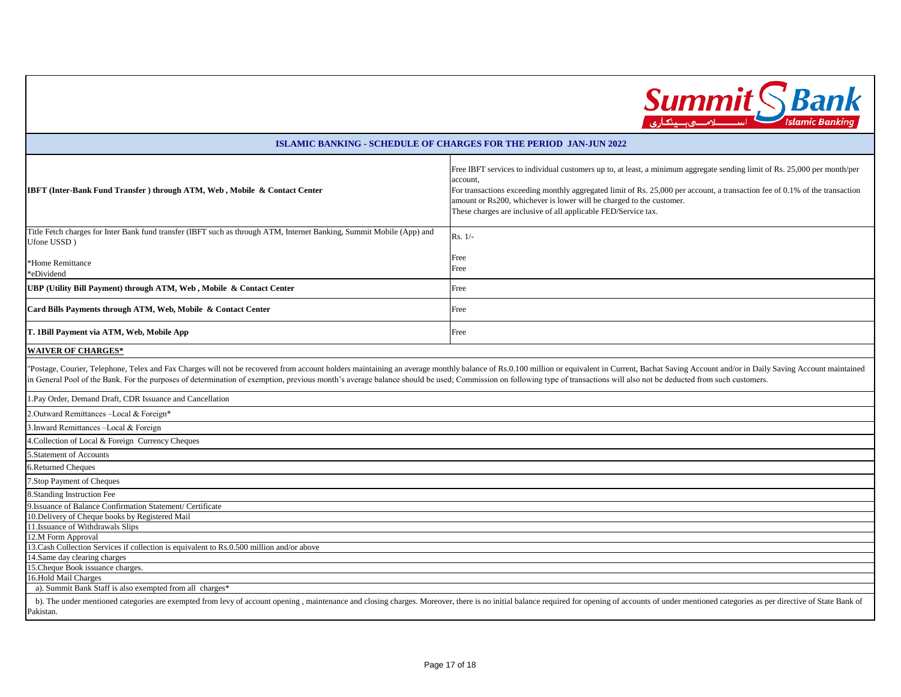## ISLAMIC BANKING - SCHEDULE OF CHARGES FOR THE PERIOD JAN-JUN 2022

| | |
|---|---|
| **IBFT (Inter-Bank Fund Transfer ) through ATM, Web , Mobile & Contact Center** | Free IBFT services to individual customers up to, at least, a minimum aggregate sending limit of Rs. 25,000 per month/per account,<br>For transactions exceeding monthly aggregated limit of Rs. 25,000 per account, a transaction fee of 0.1% of the transaction amount or Rs200, whichever is lower will be charged to the customer.<br>These charges are inclusive of all applicable FED/Service tax. |
| Title Fetch charges for Inter Bank fund transfer (IBFT such as through ATM, Internet Banking, Summit Mobile (App) and Ufone USSD )<br><br>*Home Remittance<br>*eDividend | Rs. 1/-<br><br>Free<br>Free |
| **UBP (Utility Bill Payment) through ATM, Web , Mobile & Contact Center** | Free |
| **Card Bills Payments through ATM, Web, Mobile & Contact Center** | Free |
| **T. 1Bill Payment via ATM, Web, Mobile App** | Free |

**WAIVER OF CHARGES***

"Postage, Courier, Telephone, Telex and Fax Charges will not be recovered from account holders maintaining an average monthly balance of Rs.0.100 million or equivalent in Current, Bachat Saving Account and/or in Daily Saving Account maintained in General Pool of the Bank. For the purposes of determination of exemption, previous month's average balance should be used; Commission on following type of transactions will also not be deducted from such customers.

1.Pay Order, Demand Draft, CDR Issuance and Cancellation

2.Outward Remittances –Local & Foreign*

3.Inward Remittances –Local & Foreign

4.Collection of Local & Foreign Currency Cheques

5.Statement of Accounts

6.Returned Cheques

7.Stop Payment of Cheques

8.Standing Instruction Fee

9.Issuance of Balance Confirmation Statement/ Certificate

10.Delivery of Cheque books by Registered Mail

11.Issuance of Withdrawals Slips

12.M Form Approval

13.Cash Collection Services if collection is equivalent to Rs.0.500 million and/or above

14.Same day clearing charges

15.Cheque Book issuance charges.

16.Hold Mail Charges

a). Summit Bank Staff is also exempted from all charges*

b). The under mentioned categories are exempted from levy of account opening , maintenance and closing charges. Moreover, there is no initial balance required for opening of accounts of under mentioned categories as per directive of State Bank of Pakistan.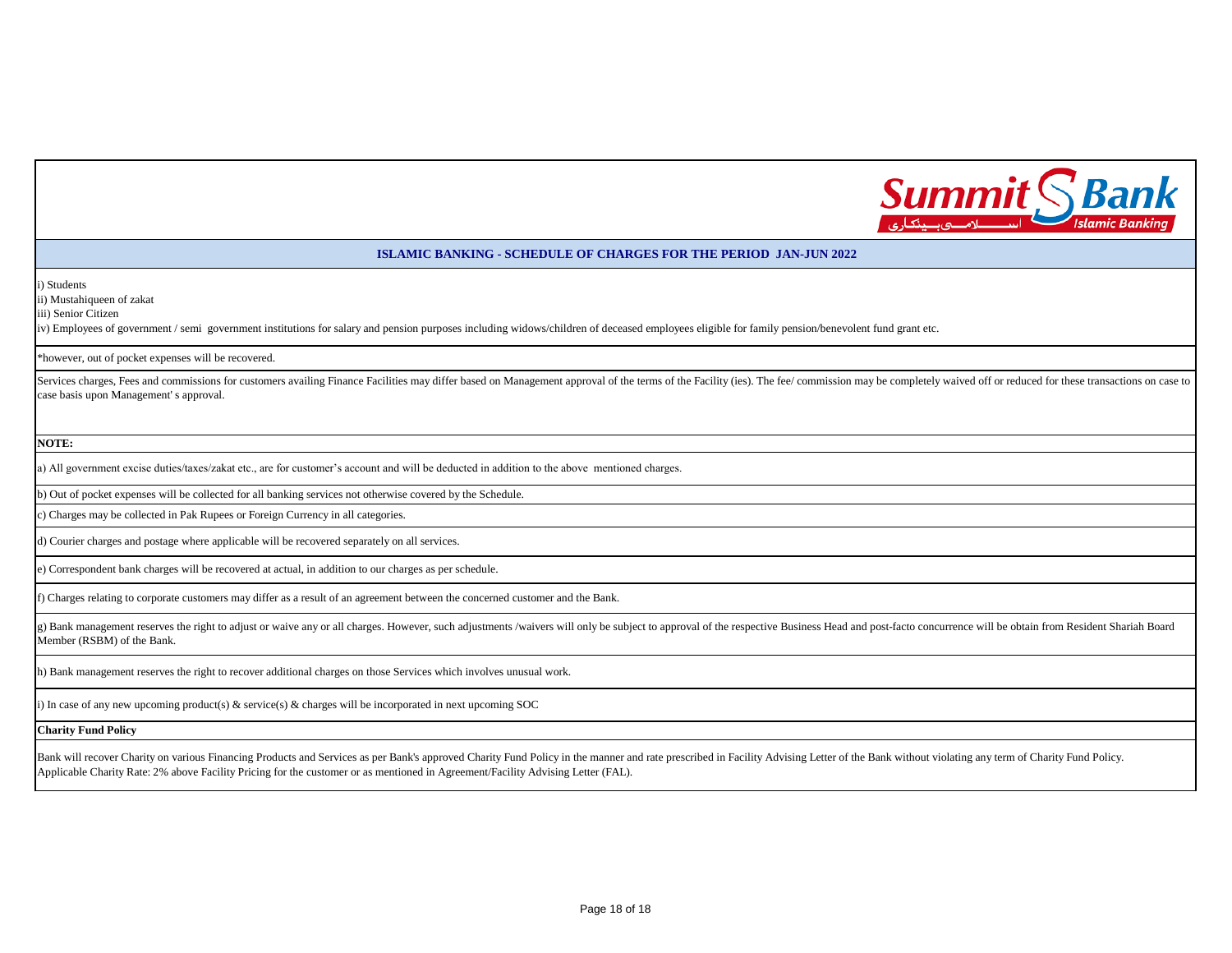## ISLAMIC BANKING - SCHEDULE OF CHARGES FOR THE PERIOD JAN-JUN 2022

i) Students
ii) Mustahiqueen of zakat
iii) Senior Citizen
iv) Employees of government / semi government institutions for salary and pension purposes including widows/children of deceased employees eligible for family pension/benevolent fund grant etc.

*however, out of pocket expenses will be recovered.

Services charges, Fees and commissions for customers availing Finance Facilities may differ based on Management approval of the terms of the Facility (ies). The fee/ commission may be completely waived off or reduced for these transactions on case to case basis upon Management' s approval.

**NOTE:**

a) All government excise duties/taxes/zakat etc., are for customer's account and will be deducted in addition to the above mentioned charges.

b) Out of pocket expenses will be collected for all banking services not otherwise covered by the Schedule.

c) Charges may be collected in Pak Rupees or Foreign Currency in all categories.

d) Courier charges and postage where applicable will be recovered separately on all services.

e) Correspondent bank charges will be recovered at actual, in addition to our charges as per schedule.

f) Charges relating to corporate customers may differ as a result of an agreement between the concerned customer and the Bank.

g) Bank management reserves the right to adjust or waive any or all charges. However, such adjustments /waivers will only be subject to approval of the respective Business Head and post-facto concurrence will be obtain from Resident Shariah Board Member (RSBM) of the Bank.

h) Bank management reserves the right to recover additional charges on those Services which involves unusual work.

i) In case of any new upcoming product(s) & service(s) & charges will be incorporated in next upcoming SOC

**Charity Fund Policy**

Bank will recover Charity on various Financing Products and Services as per Bank's approved Charity Fund Policy in the manner and rate prescribed in Facility Advising Letter of the Bank without violating any term of Charity Fund Policy.
Applicable Charity Rate: 2% above Facility Pricing for the customer or as mentioned in Agreement/Facility Advising Letter (FAL).